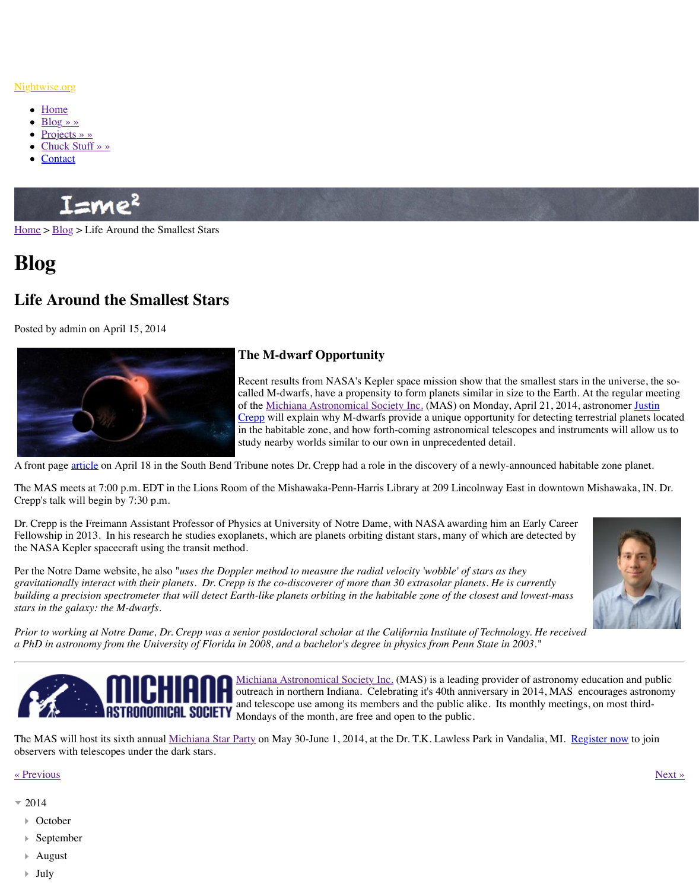Nightwise.org

- Home
- Blog » »
- Projects » »
- Chuck Stuff » »
- Contact

Home > Blog > Life Around the Smallest Stars

# Blog

## Life Around the Smallest Stars

Posted by admin on April 15, 2014

### The M-dwarf Opportunity

Recent results from NASA's Kepler space mission show that the smallest stars in the universe, the so-called M-dwarfs, have a propensity to form planets similar in size to the Earth. At the regular meeting of the Michiana Astronomical Society Inc. (MAS) on Monday, April 21, 2014, astronomer Justin Crepp will explain why M-dwarfs provide a unique opportunity for detecting terrestrial planets located in the habitable zone, and how forth-coming astronomical telescopes and instruments will allow us to study nearby worlds similar to our own in unprecedented detail.

A front page article on April 18 in the South Bend Tribune notes Dr. Crepp had a role in the discovery of a newly-announced habitable zone planet.

The MAS meets at 7:00 p.m. EDT in the Lions Room of the Mishawaka-Penn-Harris Library at 209 Lincolnway East in downtown Mishawaka, IN. Dr. Crepp's talk will begin by 7:30 p.m.

Dr. Crepp is the Freimann Assistant Professor of Physics at University of Notre Dame, with NASA awarding him an Early Career Fellowship in 2013. In his research he studies exoplanets, which are planets orbiting distant stars, many of which are detected by the NASA Kepler spacecraft using the transit method.

Per the Notre Dame website, he also "*uses the Doppler method to measure the radial velocity 'wobble' of stars as they gravitationally interact with their planets. Dr. Crepp is the co-discoverer of more than 30 extrasolar planets. He is currently building a precision spectrometer that will detect Earth-like planets orbiting in the habitable zone of the closest and lowest-mass stars in the galaxy: the M-dwarfs.*

*Prior to working at Notre Dame, Dr. Crepp was a senior postdoctoral scholar at the California Institute of Technology. He received a PhD in astronomy from the University of Florida in 2008, and a bachelor's degree in physics from Penn State in 2003.*"

---

Michiana Astronomical Society Inc. (MAS) is a leading provider of astronomy education and public outreach in northern Indiana. Celebrating it's 40th anniversary in 2014, MAS encourages astronomy and telescope use among its members and the public alike. Its monthly meetings, on most third-Mondays of the month, are free and open to the public.

The MAS will host its sixth annual Michiana Star Party on May 30-June 1, 2014, at the Dr. T.K. Lawless Park in Vandalia, MI. Register now to join observers with telescopes under the dark stars.

« Previous | Next »

- 2014
  - October
  - September
  - August
  - July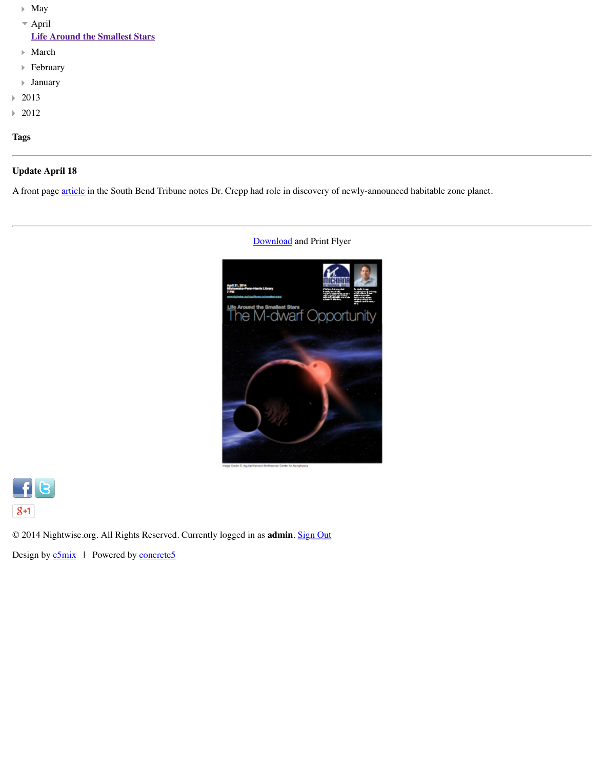- May
- April
  - Life Around the Smallest Stars
- March
- February
- January

- 2013
- 2012

**Tags**

---

**Update April 18**

A front page article in the South Bend Tribune notes Dr. Crepp had role in discovery of newly-announced habitable zone planet.

---

Download and Print Flyer

© 2014 Nightwise.org. All Rights Reserved. Currently logged in as **admin**. Sign Out

Design by c5mix | Powered by concrete5